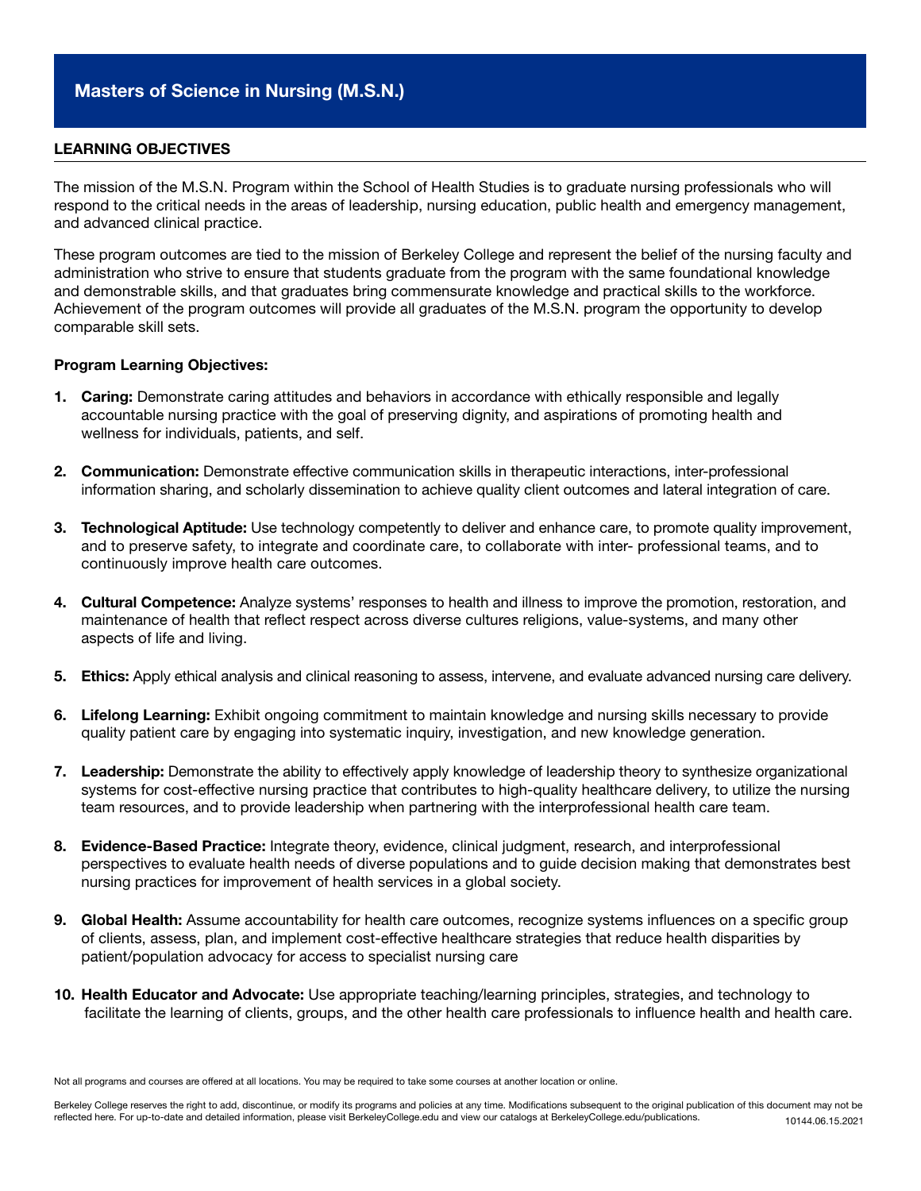# Masters of Science in Nursing (M.S.N.)

## LEARNING OBJECTIVES

The mission of the M.S.N. Program within the School of Health Studies is to graduate nursing professionals who will respond to the critical needs in the areas of leadership, nursing education, public health and emergency management, and advanced clinical practice.

These program outcomes are tied to the mission of Berkeley College and represent the belief of the nursing faculty and administration who strive to ensure that students graduate from the program with the same foundational knowledge and demonstrable skills, and that graduates bring commensurate knowledge and practical skills to the workforce. Achievement of the program outcomes will provide all graduates of the M.S.N. program the opportunity to develop comparable skill sets.

**Program Learning Objectives:**

1. **Caring:** Demonstrate caring attitudes and behaviors in accordance with ethically responsible and legally accountable nursing practice with the goal of preserving dignity, and aspirations of promoting health and wellness for individuals, patients, and self.

2. **Communication:** Demonstrate effective communication skills in therapeutic interactions, inter-professional information sharing, and scholarly dissemination to achieve quality client outcomes and lateral integration of care.

3. **Technological Aptitude:** Use technology competently to deliver and enhance care, to promote quality improvement, and to preserve safety, to integrate and coordinate care, to collaborate with inter- professional teams, and to continuously improve health care outcomes.

4. **Cultural Competence:** Analyze systems' responses to health and illness to improve the promotion, restoration, and maintenance of health that reflect respect across diverse cultures religions, value-systems, and many other aspects of life and living.

5. **Ethics:** Apply ethical analysis and clinical reasoning to assess, intervene, and evaluate advanced nursing care delivery.

6. **Lifelong Learning:** Exhibit ongoing commitment to maintain knowledge and nursing skills necessary to provide quality patient care by engaging into systematic inquiry, investigation, and new knowledge generation.

7. **Leadership:** Demonstrate the ability to effectively apply knowledge of leadership theory to synthesize organizational systems for cost-effective nursing practice that contributes to high-quality healthcare delivery, to utilize the nursing team resources, and to provide leadership when partnering with the interprofessional health care team.

8. **Evidence-Based Practice:** Integrate theory, evidence, clinical judgment, research, and interprofessional perspectives to evaluate health needs of diverse populations and to guide decision making that demonstrates best nursing practices for improvement of health services in a global society.

9. **Global Health:** Assume accountability for health care outcomes, recognize systems influences on a specific group of clients, assess, plan, and implement cost-effective healthcare strategies that reduce health disparities by patient/population advocacy for access to specialist nursing care

10. **Health Educator and Advocate:** Use appropriate teaching/learning principles, strategies, and technology to facilitate the learning of clients, groups, and the other health care professionals to influence health and health care.

Not all programs and courses are offered at all locations. You may be required to take some courses at another location or online.

Berkeley College reserves the right to add, discontinue, or modify its programs and policies at any time. Modifications subsequent to the original publication of this document may not be reflected here. For up-to-date and detailed information, please visit BerkeleyCollege.edu and view our catalogs at BerkeleyCollege.edu/publications. 10144.06.15.2021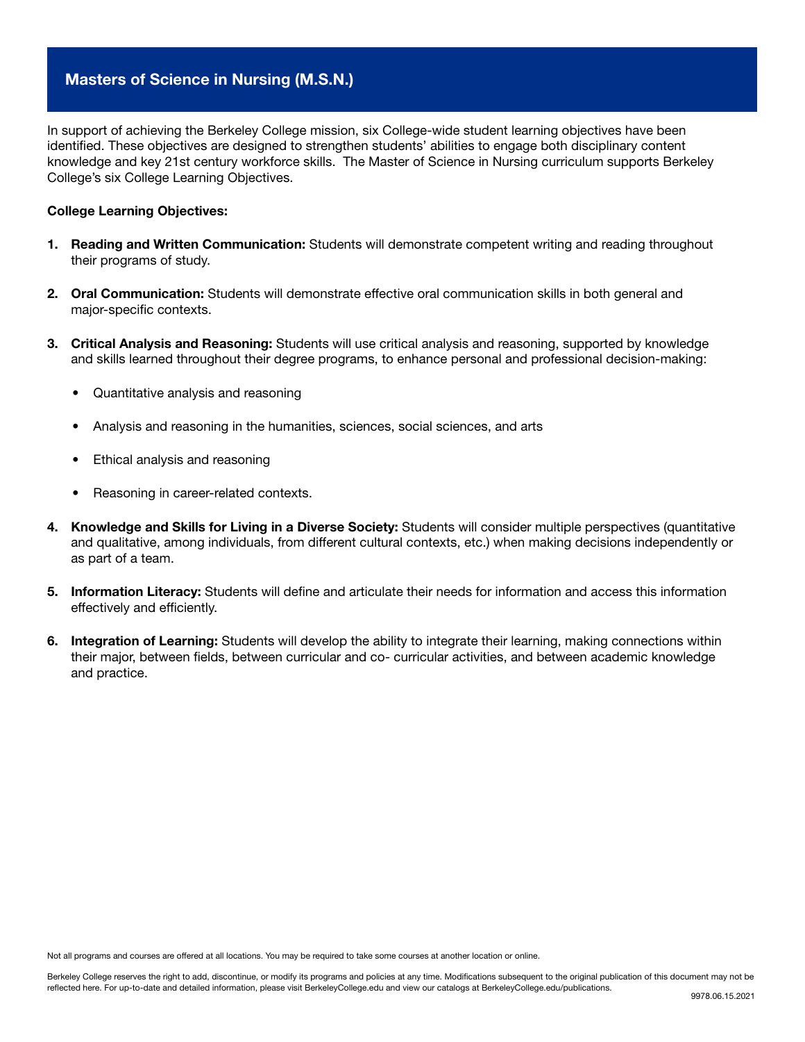## Masters of Science in Nursing (M.S.N.)

In support of achieving the Berkeley College mission, six College-wide student learning objectives have been identified. These objectives are designed to strengthen students' abilities to engage both disciplinary content knowledge and key 21st century workforce skills. The Master of Science in Nursing curriculum supports Berkeley College's six College Learning Objectives.

**College Learning Objectives:**

1. **Reading and Written Communication:** Students will demonstrate competent writing and reading throughout their programs of study.

2. **Oral Communication:** Students will demonstrate effective oral communication skills in both general and major-specific contexts.

3. **Critical Analysis and Reasoning:** Students will use critical analysis and reasoning, supported by knowledge and skills learned throughout their degree programs, to enhance personal and professional decision-making:

   - Quantitative analysis and reasoning
   - Analysis and reasoning in the humanities, sciences, social sciences, and arts
   - Ethical analysis and reasoning
   - Reasoning in career-related contexts.

4. **Knowledge and Skills for Living in a Diverse Society:** Students will consider multiple perspectives (quantitative and qualitative, among individuals, from different cultural contexts, etc.) when making decisions independently or as part of a team.

5. **Information Literacy:** Students will define and articulate their needs for information and access this information effectively and efficiently.

6. **Integration of Learning:** Students will develop the ability to integrate their learning, making connections within their major, between fields, between curricular and co- curricular activities, and between academic knowledge and practice.

Not all programs and courses are offered at all locations. You may be required to take some courses at another location or online.

Berkeley College reserves the right to add, discontinue, or modify its programs and policies at any time. Modifications subsequent to the original publication of this document may not be reflected here. For up-to-date and detailed information, please visit BerkeleyCollege.edu and view our catalogs at BerkeleyCollege.edu/publications.

9978.06.15.2021